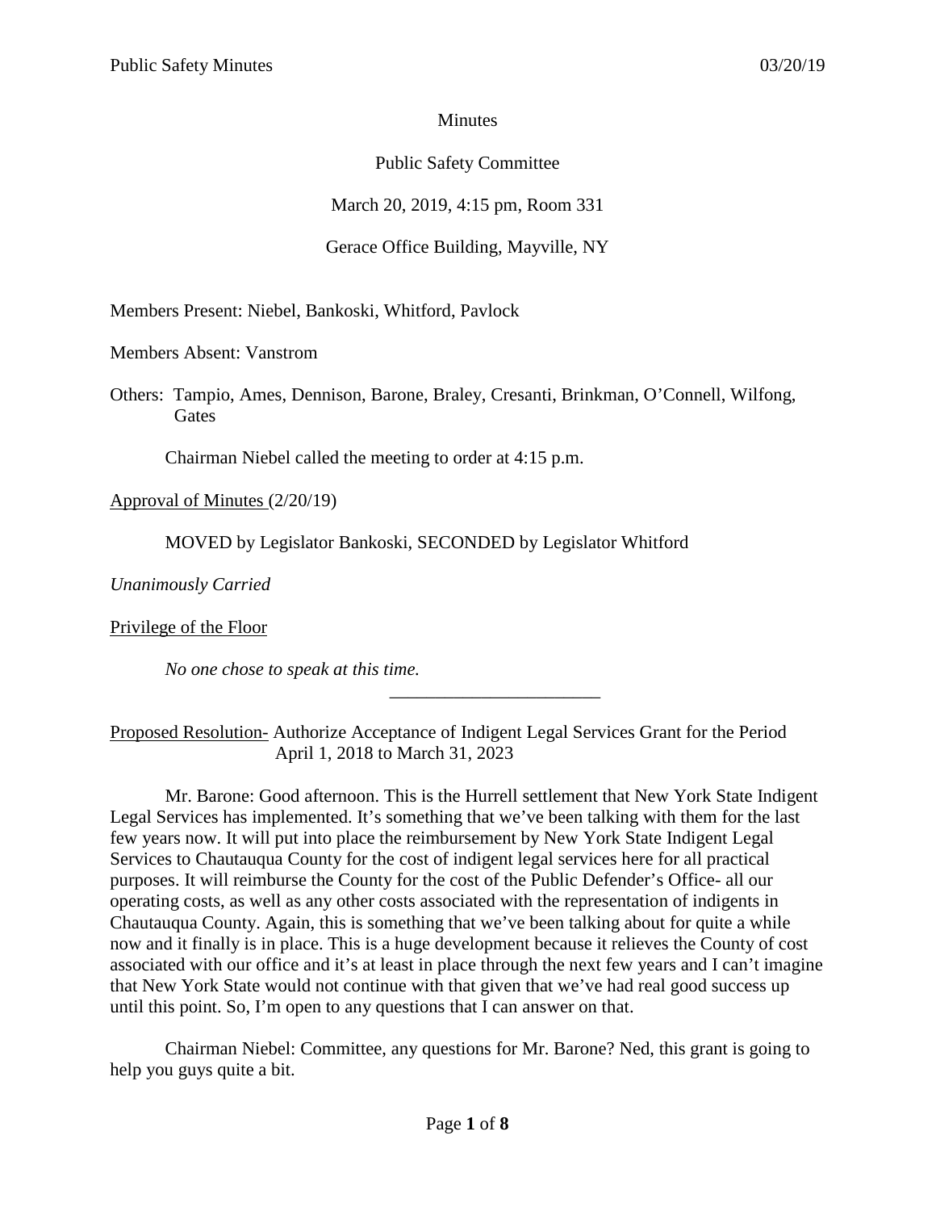Minutes

Public Safety Committee

March 20, 2019, 4:15 pm, Room 331

Gerace Office Building, Mayville, NY

Members Present: Niebel, Bankoski, Whitford, Pavlock

Members Absent: Vanstrom

Others: Tampio, Ames, Dennison, Barone, Braley, Cresanti, Brinkman, O'Connell, Wilfong, Gates

Chairman Niebel called the meeting to order at 4:15 p.m.

Approval of Minutes (2/20/19)

MOVED by Legislator Bankoski, SECONDED by Legislator Whitford

*Unanimously Carried*

Privilege of the Floor

*No one chose to speak at this time.*

---

Proposed Resolution- Authorize Acceptance of Indigent Legal Services Grant for the Period April 1, 2018 to March 31, 2023

Mr. Barone: Good afternoon. This is the Hurrell settlement that New York State Indigent Legal Services has implemented. It's something that we've been talking with them for the last few years now. It will put into place the reimbursement by New York State Indigent Legal Services to Chautauqua County for the cost of indigent legal services here for all practical purposes. It will reimburse the County for the cost of the Public Defender's Office- all our operating costs, as well as any other costs associated with the representation of indigents in Chautauqua County. Again, this is something that we've been talking about for quite a while now and it finally is in place. This is a huge development because it relieves the County of cost associated with our office and it's at least in place through the next few years and I can't imagine that New York State would not continue with that given that we've had real good success up until this point. So, I'm open to any questions that I can answer on that.

Chairman Niebel: Committee, any questions for Mr. Barone? Ned, this grant is going to help you guys quite a bit.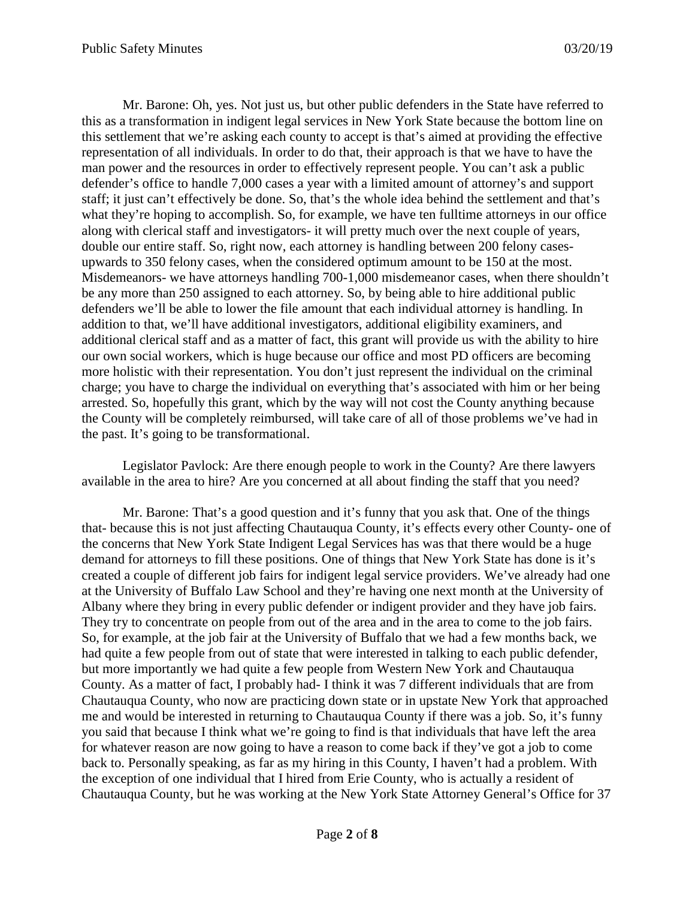Mr. Barone: Oh, yes. Not just us, but other public defenders in the State have referred to this as a transformation in indigent legal services in New York State because the bottom line on this settlement that we're asking each county to accept is that's aimed at providing the effective representation of all individuals. In order to do that, their approach is that we have to have the man power and the resources in order to effectively represent people. You can't ask a public defender's office to handle 7,000 cases a year with a limited amount of attorney's and support staff; it just can't effectively be done. So, that's the whole idea behind the settlement and that's what they're hoping to accomplish. So, for example, we have ten fulltime attorneys in our office along with clerical staff and investigators- it will pretty much over the next couple of years, double our entire staff. So, right now, each attorney is handling between 200 felony cases- upwards to 350 felony cases, when the considered optimum amount to be 150 at the most. Misdemeanors- we have attorneys handling 700-1,000 misdemeanor cases, when there shouldn't be any more than 250 assigned to each attorney. So, by being able to hire additional public defenders we'll be able to lower the file amount that each individual attorney is handling. In addition to that, we'll have additional investigators, additional eligibility examiners, and additional clerical staff and as a matter of fact, this grant will provide us with the ability to hire our own social workers, which is huge because our office and most PD officers are becoming more holistic with their representation. You don't just represent the individual on the criminal charge; you have to charge the individual on everything that's associated with him or her being arrested. So, hopefully this grant, which by the way will not cost the County anything because the County will be completely reimbursed, will take care of all of those problems we've had in the past. It's going to be transformational.

Legislator Pavlock: Are there enough people to work in the County? Are there lawyers available in the area to hire? Are you concerned at all about finding the staff that you need?

Mr. Barone: That's a good question and it's funny that you ask that. One of the things that- because this is not just affecting Chautauqua County, it's effects every other County- one of the concerns that New York State Indigent Legal Services has was that there would be a huge demand for attorneys to fill these positions. One of things that New York State has done is it's created a couple of different job fairs for indigent legal service providers. We've already had one at the University of Buffalo Law School and they're having one next month at the University of Albany where they bring in every public defender or indigent provider and they have job fairs. They try to concentrate on people from out of the area and in the area to come to the job fairs. So, for example, at the job fair at the University of Buffalo that we had a few months back, we had quite a few people from out of state that were interested in talking to each public defender, but more importantly we had quite a few people from Western New York and Chautauqua County. As a matter of fact, I probably had- I think it was 7 different individuals that are from Chautauqua County, who now are practicing down state or in upstate New York that approached me and would be interested in returning to Chautauqua County if there was a job. So, it's funny you said that because I think what we're going to find is that individuals that have left the area for whatever reason are now going to have a reason to come back if they've got a job to come back to. Personally speaking, as far as my hiring in this County, I haven't had a problem. With the exception of one individual that I hired from Erie County, who is actually a resident of Chautauqua County, but he was working at the New York State Attorney General's Office for 37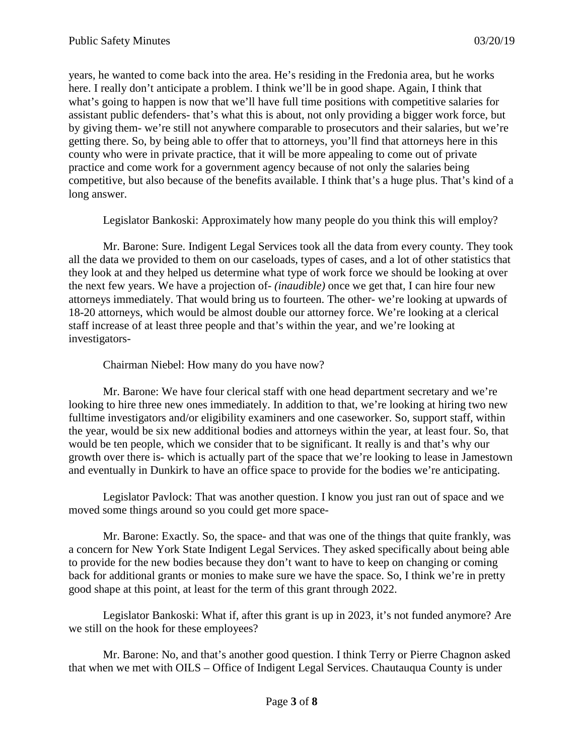years, he wanted to come back into the area. He's residing in the Fredonia area, but he works here. I really don't anticipate a problem. I think we'll be in good shape. Again, I think that what's going to happen is now that we'll have full time positions with competitive salaries for assistant public defenders- that's what this is about, not only providing a bigger work force, but by giving them- we're still not anywhere comparable to prosecutors and their salaries, but we're getting there. So, by being able to offer that to attorneys, you'll find that attorneys here in this county who were in private practice, that it will be more appealing to come out of private practice and come work for a government agency because of not only the salaries being competitive, but also because of the benefits available. I think that's a huge plus. That's kind of a long answer.

Legislator Bankoski: Approximately how many people do you think this will employ?

Mr. Barone: Sure. Indigent Legal Services took all the data from every county. They took all the data we provided to them on our caseloads, types of cases, and a lot of other statistics that they look at and they helped us determine what type of work force we should be looking at over the next few years. We have a projection of- *(inaudible)* once we get that, I can hire four new attorneys immediately. That would bring us to fourteen. The other- we're looking at upwards of 18-20 attorneys, which would be almost double our attorney force. We're looking at a clerical staff increase of at least three people and that's within the year, and we're looking at investigators-

Chairman Niebel: How many do you have now?

Mr. Barone: We have four clerical staff with one head department secretary and we're looking to hire three new ones immediately. In addition to that, we're looking at hiring two new fulltime investigators and/or eligibility examiners and one caseworker. So, support staff, within the year, would be six new additional bodies and attorneys within the year, at least four. So, that would be ten people, which we consider that to be significant. It really is and that's why our growth over there is- which is actually part of the space that we're looking to lease in Jamestown and eventually in Dunkirk to have an office space to provide for the bodies we're anticipating.

Legislator Pavlock: That was another question. I know you just ran out of space and we moved some things around so you could get more space-

Mr. Barone: Exactly. So, the space- and that was one of the things that quite frankly, was a concern for New York State Indigent Legal Services. They asked specifically about being able to provide for the new bodies because they don't want to have to keep on changing or coming back for additional grants or monies to make sure we have the space. So, I think we're in pretty good shape at this point, at least for the term of this grant through 2022.

Legislator Bankoski: What if, after this grant is up in 2023, it's not funded anymore? Are we still on the hook for these employees?

Mr. Barone: No, and that's another good question. I think Terry or Pierre Chagnon asked that when we met with OILS – Office of Indigent Legal Services. Chautauqua County is under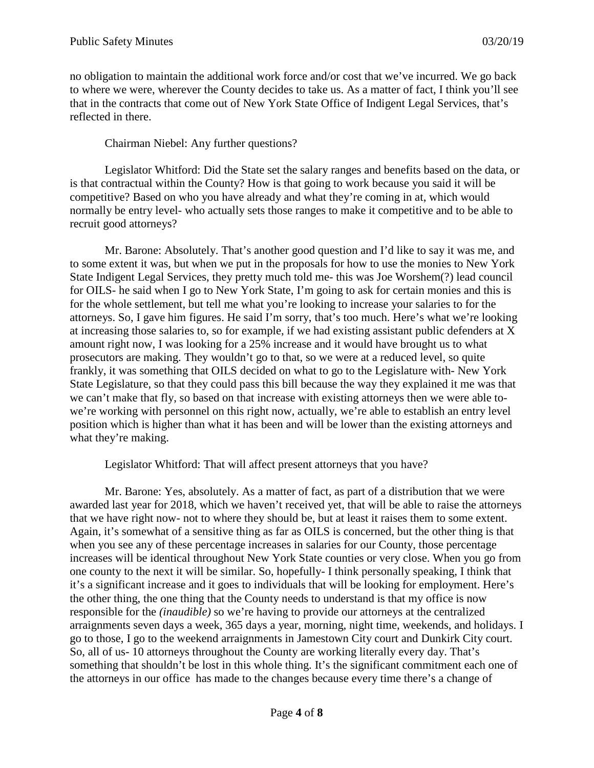no obligation to maintain the additional work force and/or cost that we've incurred. We go back to where we were, wherever the County decides to take us. As a matter of fact, I think you'll see that in the contracts that come out of New York State Office of Indigent Legal Services, that's reflected in there.

Chairman Niebel: Any further questions?

Legislator Whitford: Did the State set the salary ranges and benefits based on the data, or is that contractual within the County? How is that going to work because you said it will be competitive? Based on who you have already and what they're coming in at, which would normally be entry level- who actually sets those ranges to make it competitive and to be able to recruit good attorneys?

Mr. Barone: Absolutely. That's another good question and I'd like to say it was me, and to some extent it was, but when we put in the proposals for how to use the monies to New York State Indigent Legal Services, they pretty much told me- this was Joe Worshem(?) lead council for OILS- he said when I go to New York State, I'm going to ask for certain monies and this is for the whole settlement, but tell me what you're looking to increase your salaries to for the attorneys. So, I gave him figures. He said I'm sorry, that's too much. Here's what we're looking at increasing those salaries to, so for example, if we had existing assistant public defenders at X amount right now, I was looking for a 25% increase and it would have brought us to what prosecutors are making. They wouldn't go to that, so we were at a reduced level, so quite frankly, it was something that OILS decided on what to go to the Legislature with- New York State Legislature, so that they could pass this bill because the way they explained it me was that we can't make that fly, so based on that increase with existing attorneys then we were able to- we're working with personnel on this right now, actually, we're able to establish an entry level position which is higher than what it has been and will be lower than the existing attorneys and what they're making.

Legislator Whitford: That will affect present attorneys that you have?

Mr. Barone: Yes, absolutely. As a matter of fact, as part of a distribution that we were awarded last year for 2018, which we haven't received yet, that will be able to raise the attorneys that we have right now- not to where they should be, but at least it raises them to some extent. Again, it's somewhat of a sensitive thing as far as OILS is concerned, but the other thing is that when you see any of these percentage increases in salaries for our County, those percentage increases will be identical throughout New York State counties or very close. When you go from one county to the next it will be similar. So, hopefully- I think personally speaking, I think that it's a significant increase and it goes to individuals that will be looking for employment. Here's the other thing, the one thing that the County needs to understand is that my office is now responsible for the *(inaudible)* so we're having to provide our attorneys at the centralized arraignments seven days a week, 365 days a year, morning, night time, weekends, and holidays. I go to those, I go to the weekend arraignments in Jamestown City court and Dunkirk City court. So, all of us- 10 attorneys throughout the County are working literally every day. That's something that shouldn't be lost in this whole thing. It's the significant commitment each one of the attorneys in our office has made to the changes because every time there's a change of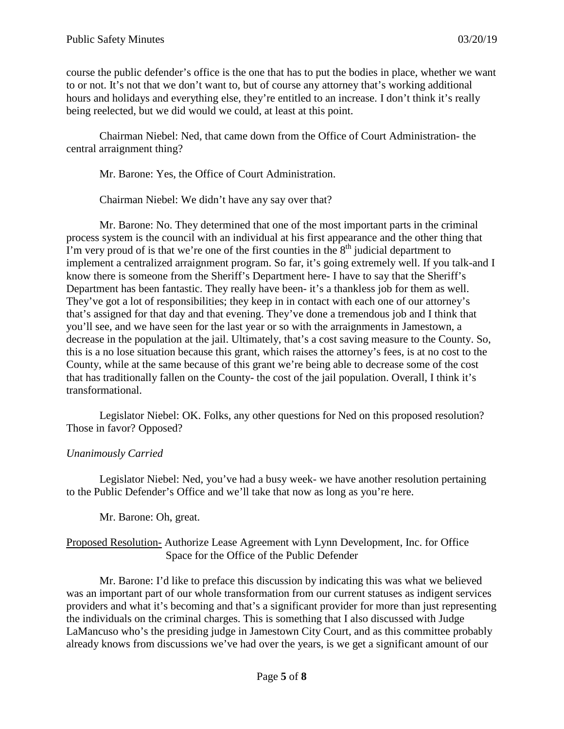course the public defender's office is the one that has to put the bodies in place, whether we want to or not. It's not that we don't want to, but of course any attorney that's working additional hours and holidays and everything else, they're entitled to an increase. I don't think it's really being reelected, but we did would we could, at least at this point.

Chairman Niebel: Ned, that came down from the Office of Court Administration- the central arraignment thing?

Mr. Barone: Yes, the Office of Court Administration.

Chairman Niebel: We didn't have any say over that?

Mr. Barone: No. They determined that one of the most important parts in the criminal process system is the council with an individual at his first appearance and the other thing that I'm very proud of is that we're one of the first counties in the 8th judicial department to implement a centralized arraignment program. So far, it's going extremely well. If you talk-and I know there is someone from the Sheriff's Department here- I have to say that the Sheriff's Department has been fantastic. They really have been- it's a thankless job for them as well. They've got a lot of responsibilities; they keep in in contact with each one of our attorney's that's assigned for that day and that evening. They've done a tremendous job and I think that you'll see, and we have seen for the last year or so with the arraignments in Jamestown, a decrease in the population at the jail. Ultimately, that's a cost saving measure to the County. So, this is a no lose situation because this grant, which raises the attorney's fees, is at no cost to the County, while at the same because of this grant we're being able to decrease some of the cost that has traditionally fallen on the County- the cost of the jail population. Overall, I think it's transformational.

Legislator Niebel: OK. Folks, any other questions for Ned on this proposed resolution? Those in favor? Opposed?

*Unanimously Carried*

Legislator Niebel: Ned, you've had a busy week- we have another resolution pertaining to the Public Defender's Office and we'll take that now as long as you're here.

Mr. Barone: Oh, great.

Proposed Resolution- Authorize Lease Agreement with Lynn Development, Inc. for Office Space for the Office of the Public Defender

Mr. Barone: I'd like to preface this discussion by indicating this was what we believed was an important part of our whole transformation from our current statuses as indigent services providers and what it's becoming and that's a significant provider for more than just representing the individuals on the criminal charges. This is something that I also discussed with Judge LaMancuso who's the presiding judge in Jamestown City Court, and as this committee probably already knows from discussions we've had over the years, is we get a significant amount of our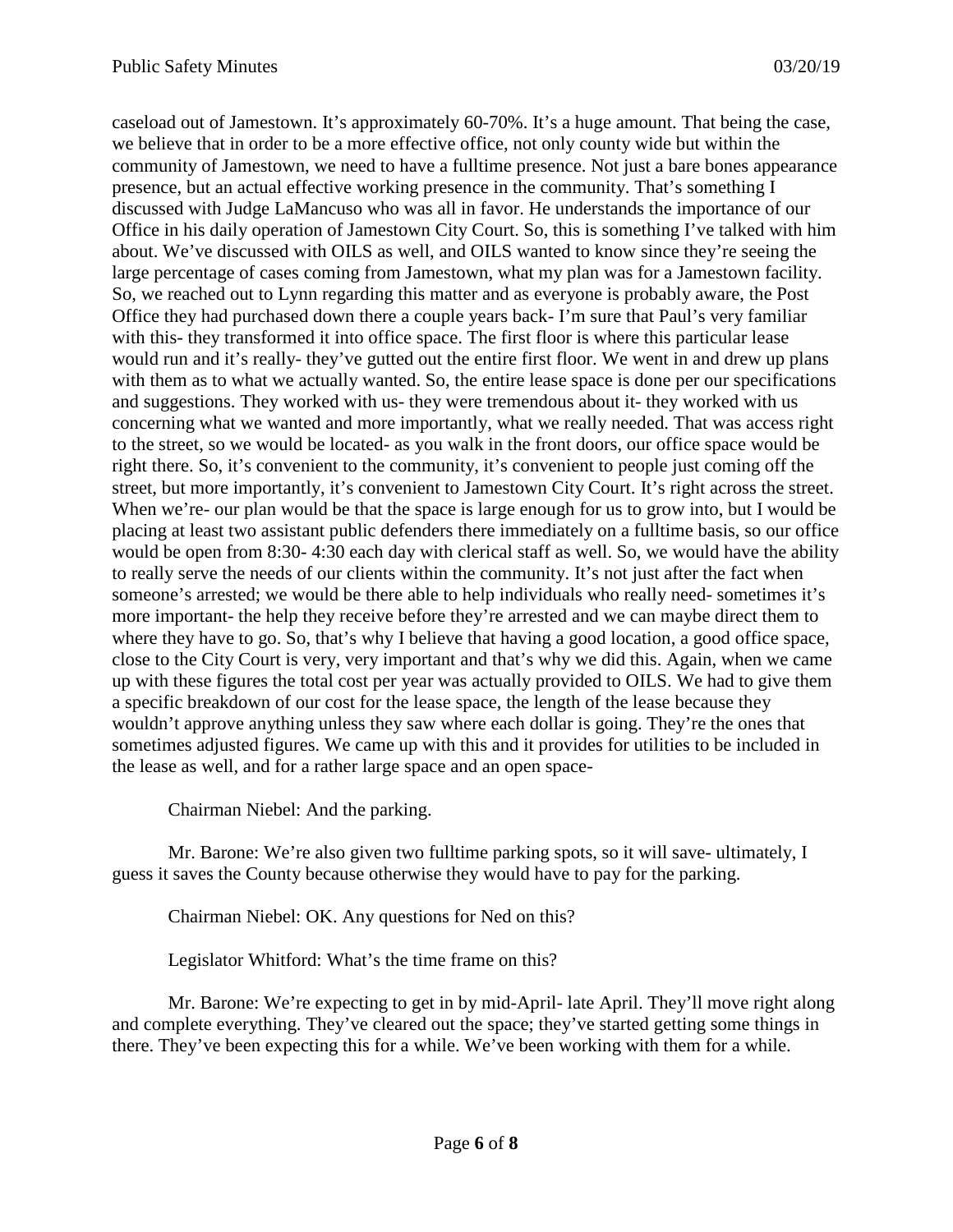caseload out of Jamestown. It's approximately 60-70%. It's a huge amount. That being the case, we believe that in order to be a more effective office, not only county wide but within the community of Jamestown, we need to have a fulltime presence. Not just a bare bones appearance presence, but an actual effective working presence in the community. That's something I discussed with Judge LaMancuso who was all in favor. He understands the importance of our Office in his daily operation of Jamestown City Court. So, this is something I've talked with him about. We've discussed with OILS as well, and OILS wanted to know since they're seeing the large percentage of cases coming from Jamestown, what my plan was for a Jamestown facility. So, we reached out to Lynn regarding this matter and as everyone is probably aware, the Post Office they had purchased down there a couple years back- I'm sure that Paul's very familiar with this- they transformed it into office space. The first floor is where this particular lease would run and it's really- they've gutted out the entire first floor. We went in and drew up plans with them as to what we actually wanted. So, the entire lease space is done per our specifications and suggestions. They worked with us- they were tremendous about it- they worked with us concerning what we wanted and more importantly, what we really needed. That was access right to the street, so we would be located- as you walk in the front doors, our office space would be right there. So, it's convenient to the community, it's convenient to people just coming off the street, but more importantly, it's convenient to Jamestown City Court. It's right across the street. When we're- our plan would be that the space is large enough for us to grow into, but I would be placing at least two assistant public defenders there immediately on a fulltime basis, so our office would be open from 8:30- 4:30 each day with clerical staff as well. So, we would have the ability to really serve the needs of our clients within the community. It's not just after the fact when someone's arrested; we would be there able to help individuals who really need- sometimes it's more important- the help they receive before they're arrested and we can maybe direct them to where they have to go. So, that's why I believe that having a good location, a good office space, close to the City Court is very, very important and that's why we did this. Again, when we came up with these figures the total cost per year was actually provided to OILS. We had to give them a specific breakdown of our cost for the lease space, the length of the lease because they wouldn't approve anything unless they saw where each dollar is going. They're the ones that sometimes adjusted figures. We came up with this and it provides for utilities to be included in the lease as well, and for a rather large space and an open space-

Chairman Niebel: And the parking.

Mr. Barone: We're also given two fulltime parking spots, so it will save- ultimately, I guess it saves the County because otherwise they would have to pay for the parking.

Chairman Niebel: OK. Any questions for Ned on this?

Legislator Whitford: What's the time frame on this?

Mr. Barone: We're expecting to get in by mid-April- late April. They'll move right along and complete everything. They've cleared out the space; they've started getting some things in there. They've been expecting this for a while. We've been working with them for a while.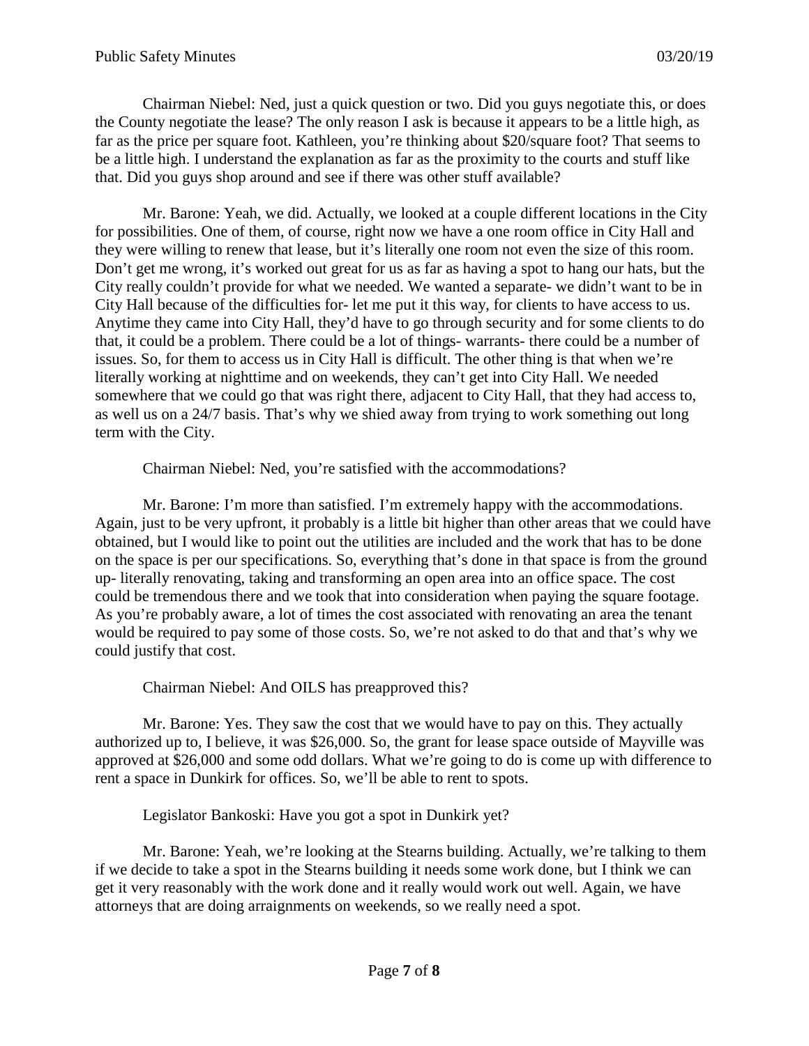Chairman Niebel: Ned, just a quick question or two. Did you guys negotiate this, or does the County negotiate the lease? The only reason I ask is because it appears to be a little high, as far as the price per square foot. Kathleen, you're thinking about $20/square foot? That seems to be a little high. I understand the explanation as far as the proximity to the courts and stuff like that. Did you guys shop around and see if there was other stuff available?

Mr. Barone: Yeah, we did. Actually, we looked at a couple different locations in the City for possibilities. One of them, of course, right now we have a one room office in City Hall and they were willing to renew that lease, but it's literally one room not even the size of this room. Don't get me wrong, it's worked out great for us as far as having a spot to hang our hats, but the City really couldn't provide for what we needed. We wanted a separate- we didn't want to be in City Hall because of the difficulties for- let me put it this way, for clients to have access to us. Anytime they came into City Hall, they'd have to go through security and for some clients to do that, it could be a problem. There could be a lot of things- warrants- there could be a number of issues. So, for them to access us in City Hall is difficult. The other thing is that when we're literally working at nighttime and on weekends, they can't get into City Hall. We needed somewhere that we could go that was right there, adjacent to City Hall, that they had access to, as well us on a 24/7 basis. That's why we shied away from trying to work something out long term with the City.

Chairman Niebel: Ned, you're satisfied with the accommodations?

Mr. Barone: I'm more than satisfied. I'm extremely happy with the accommodations. Again, just to be very upfront, it probably is a little bit higher than other areas that we could have obtained, but I would like to point out the utilities are included and the work that has to be done on the space is per our specifications. So, everything that's done in that space is from the ground up- literally renovating, taking and transforming an open area into an office space. The cost could be tremendous there and we took that into consideration when paying the square footage. As you're probably aware, a lot of times the cost associated with renovating an area the tenant would be required to pay some of those costs. So, we're not asked to do that and that's why we could justify that cost.

Chairman Niebel: And OILS has preapproved this?

Mr. Barone: Yes. They saw the cost that we would have to pay on this. They actually authorized up to, I believe, it was $26,000. So, the grant for lease space outside of Mayville was approved at $26,000 and some odd dollars. What we're going to do is come up with difference to rent a space in Dunkirk for offices. So, we'll be able to rent to spots.

Legislator Bankoski: Have you got a spot in Dunkirk yet?

Mr. Barone: Yeah, we're looking at the Stearns building. Actually, we're talking to them if we decide to take a spot in the Stearns building it needs some work done, but I think we can get it very reasonably with the work done and it really would work out well. Again, we have attorneys that are doing arraignments on weekends, so we really need a spot.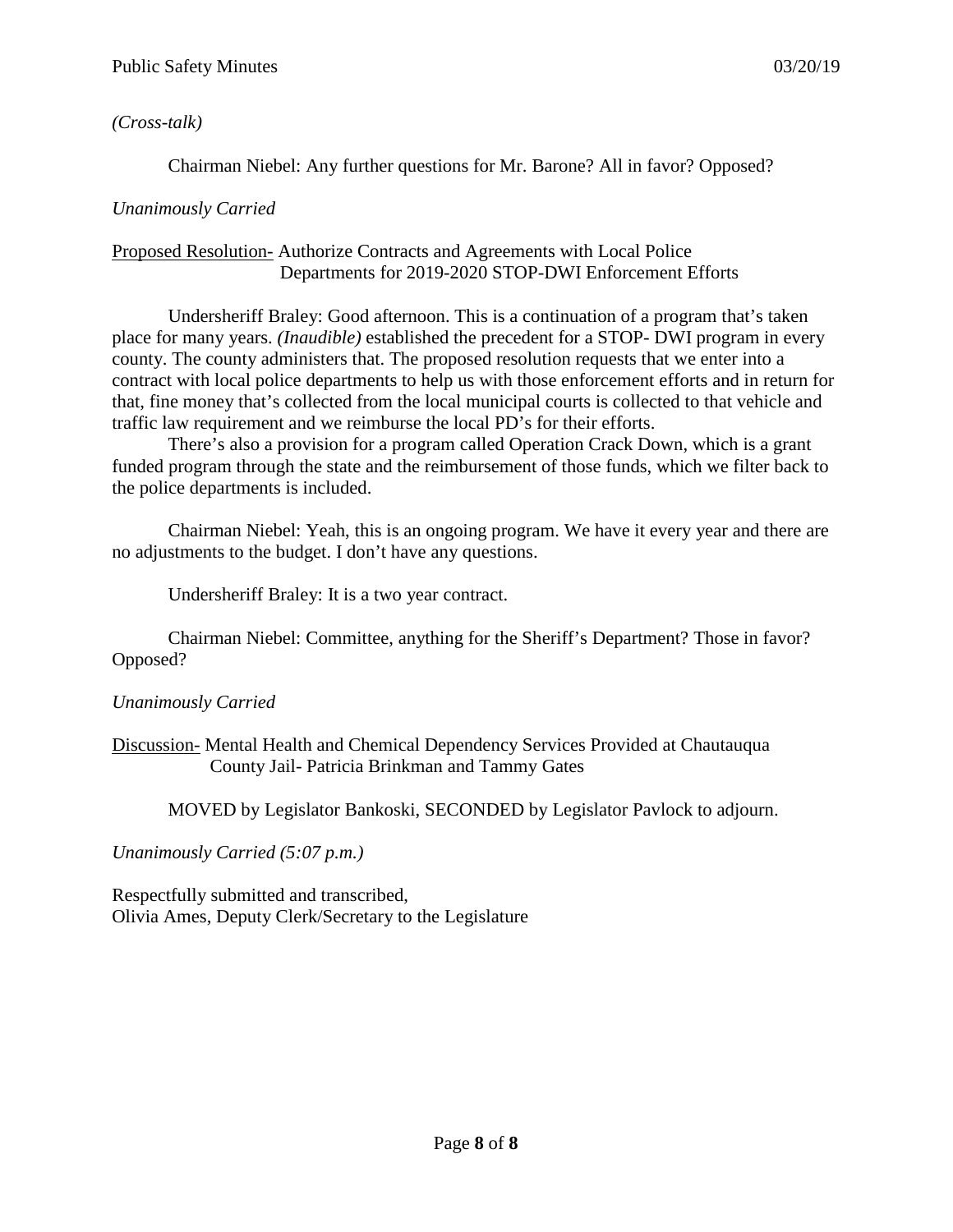*(Cross-talk)*

Chairman Niebel: Any further questions for Mr. Barone? All in favor? Opposed?

*Unanimously Carried*

Proposed Resolution- Authorize Contracts and Agreements with Local Police Departments for 2019-2020 STOP-DWI Enforcement Efforts

Undersheriff Braley: Good afternoon. This is a continuation of a program that's taken place for many years. *(Inaudible)* established the precedent for a STOP- DWI program in every county. The county administers that. The proposed resolution requests that we enter into a contract with local police departments to help us with those enforcement efforts and in return for that, fine money that's collected from the local municipal courts is collected to that vehicle and traffic law requirement and we reimburse the local PD's for their efforts.

There's also a provision for a program called Operation Crack Down, which is a grant funded program through the state and the reimbursement of those funds, which we filter back to the police departments is included.

Chairman Niebel: Yeah, this is an ongoing program. We have it every year and there are no adjustments to the budget. I don't have any questions.

Undersheriff Braley: It is a two year contract.

Chairman Niebel: Committee, anything for the Sheriff's Department? Those in favor? Opposed?

*Unanimously Carried*

Discussion- Mental Health and Chemical Dependency Services Provided at Chautauqua County Jail- Patricia Brinkman and Tammy Gates

MOVED by Legislator Bankoski, SECONDED by Legislator Pavlock to adjourn.

*Unanimously Carried (5:07 p.m.)*

Respectfully submitted and transcribed,
Olivia Ames, Deputy Clerk/Secretary to the Legislature